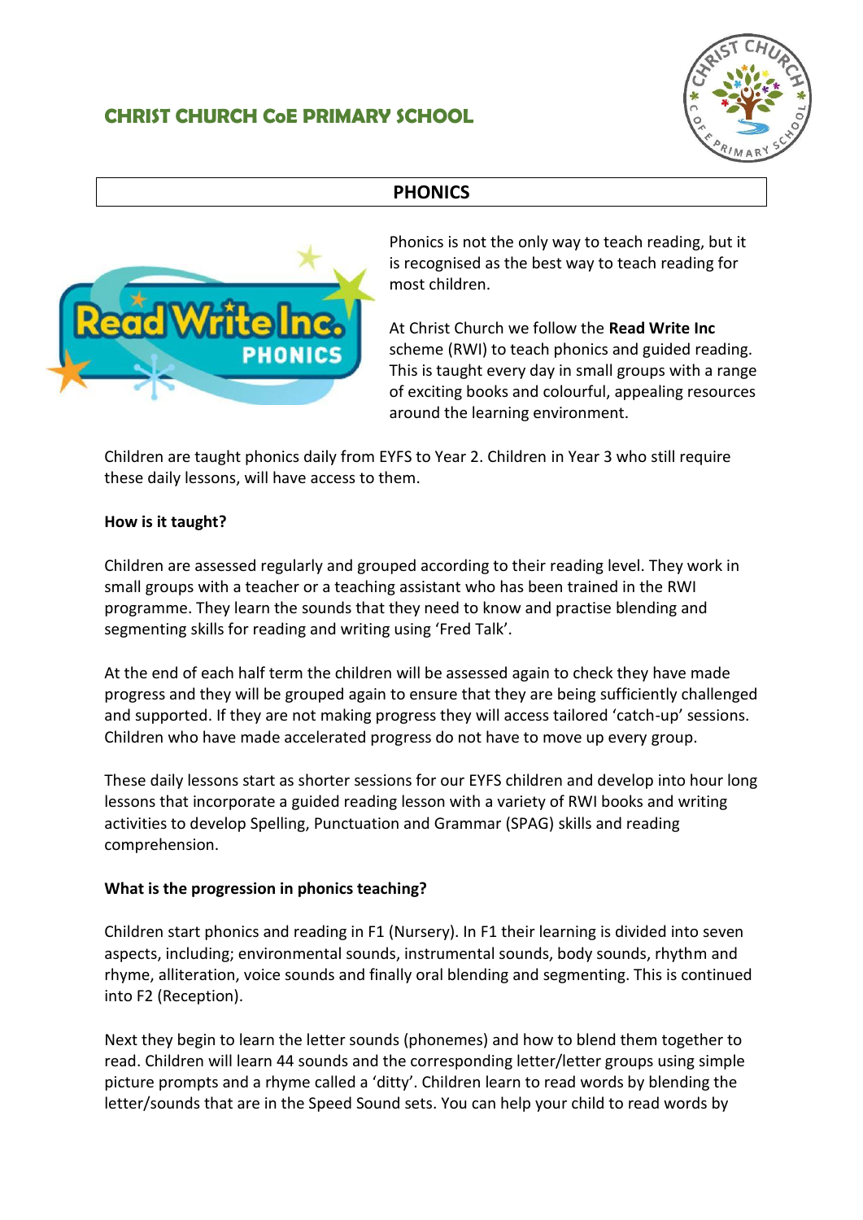# CHRIST CHURCH CoE PRIMARY SCHOOL

## PHONICS

Phonics is not the only way to teach reading, but it is recognised as the best way to teach reading for most children.

At Christ Church we follow the **Read Write Inc** scheme (RWI) to teach phonics and guided reading. This is taught every day in small groups with a range of exciting books and colourful, appealing resources around the learning environment.

Children are taught phonics daily from EYFS to Year 2. Children in Year 3 who still require these daily lessons, will have access to them.

**How is it taught?**

Children are assessed regularly and grouped according to their reading level. They work in small groups with a teacher or a teaching assistant who has been trained in the RWI programme. They learn the sounds that they need to know and practise blending and segmenting skills for reading and writing using 'Fred Talk'.

At the end of each half term the children will be assessed again to check they have made progress and they will be grouped again to ensure that they are being sufficiently challenged and supported. If they are not making progress they will access tailored 'catch-up' sessions. Children who have made accelerated progress do not have to move up every group.

These daily lessons start as shorter sessions for our EYFS children and develop into hour long lessons that incorporate a guided reading lesson with a variety of RWI books and writing activities to develop Spelling, Punctuation and Grammar (SPAG) skills and reading comprehension.

**What is the progression in phonics teaching?**

Children start phonics and reading in F1 (Nursery). In F1 their learning is divided into seven aspects, including; environmental sounds, instrumental sounds, body sounds, rhythm and rhyme, alliteration, voice sounds and finally oral blending and segmenting. This is continued into F2 (Reception).

Next they begin to learn the letter sounds (phonemes) and how to blend them together to read. Children will learn 44 sounds and the corresponding letter/letter groups using simple picture prompts and a rhyme called a 'ditty'. Children learn to read words by blending the letter/sounds that are in the Speed Sound sets. You can help your child to read words by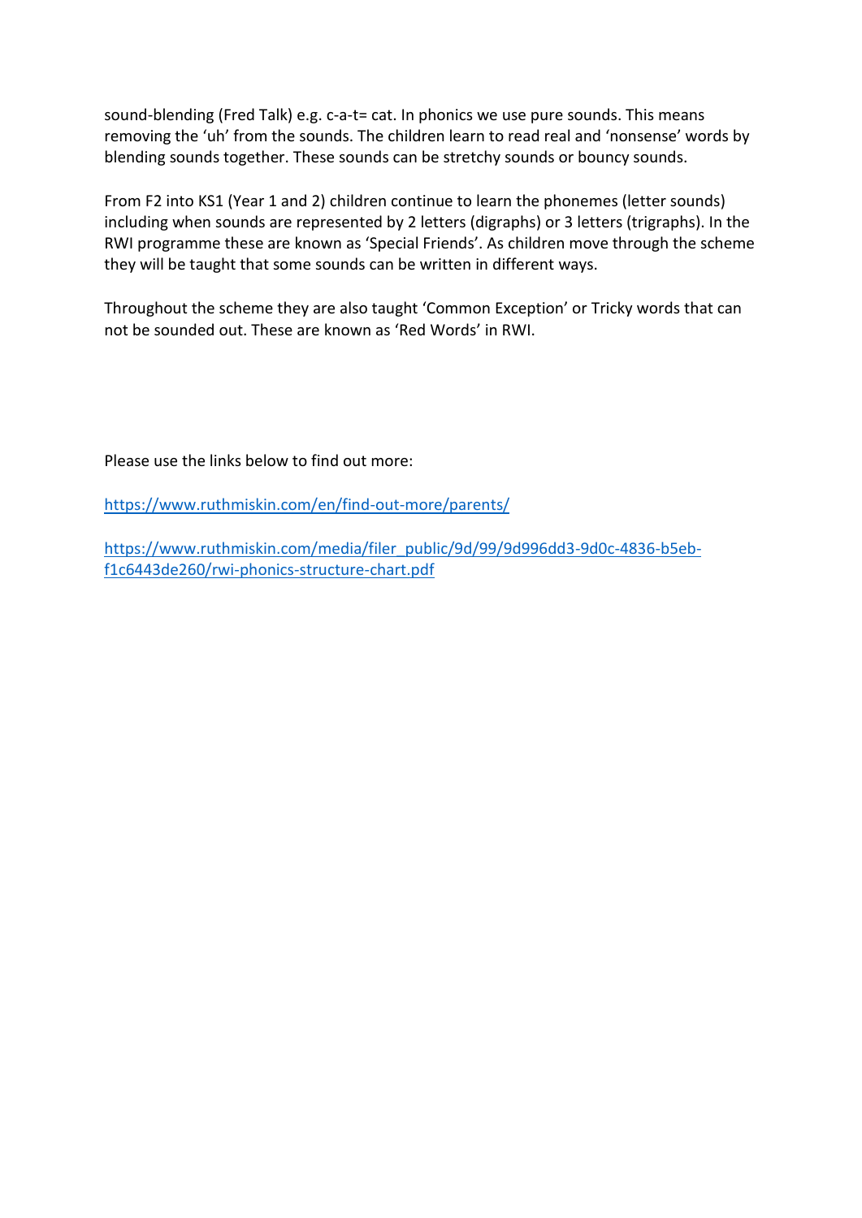sound-blending (Fred Talk) e.g. c-a-t= cat. In phonics we use pure sounds. This means removing the 'uh' from the sounds. The children learn to read real and 'nonsense' words by blending sounds together. These sounds can be stretchy sounds or bouncy sounds.

From F2 into KS1 (Year 1 and 2) children continue to learn the phonemes (letter sounds) including when sounds are represented by 2 letters (digraphs) or 3 letters (trigraphs). In the RWI programme these are known as 'Special Friends'. As children move through the scheme they will be taught that some sounds can be written in different ways.

Throughout the scheme they are also taught 'Common Exception' or Tricky words that can not be sounded out. These are known as 'Red Words' in RWI.

Please use the links below to find out more:

https://www.ruthmiskin.com/en/find-out-more/parents/

https://www.ruthmiskin.com/media/filer_public/9d/99/9d996dd3-9d0c-4836-b5eb-f1c6443de260/rwi-phonics-structure-chart.pdf